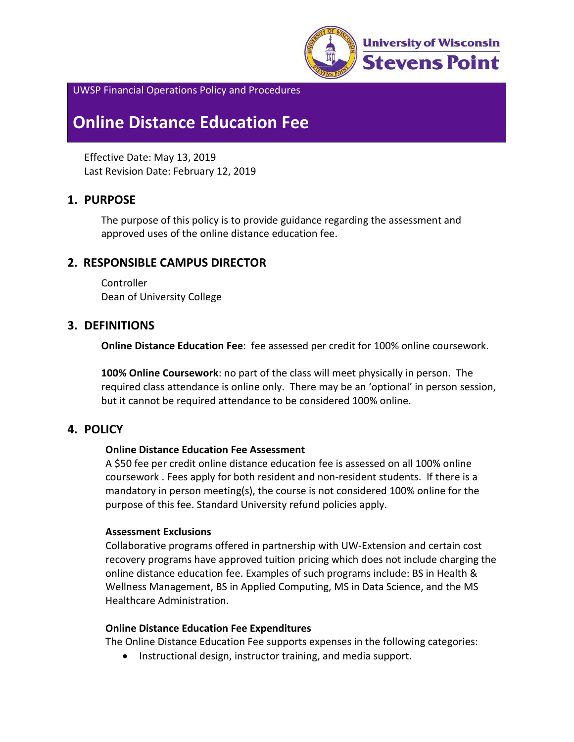UWSP Financial Operations Policy and Procedures

# Online Distance Education Fee

Effective Date: May 13, 2019
Last Revision Date: February 12, 2019

## 1. PURPOSE

The purpose of this policy is to provide guidance regarding the assessment and approved uses of the online distance education fee.

## 2. RESPONSIBLE CAMPUS DIRECTOR

Controller
Dean of University College

## 3. DEFINITIONS

**Online Distance Education Fee**: fee assessed per credit for 100% online coursework.

**100% Online Coursework**: no part of the class will meet physically in person. The required class attendance is online only. There may be an 'optional' in person session, but it cannot be required attendance to be considered 100% online.

## 4. POLICY

### Online Distance Education Fee Assessment

A $50 fee per credit online distance education fee is assessed on all 100% online coursework . Fees apply for both resident and non-resident students. If there is a mandatory in person meeting(s), the course is not considered 100% online for the purpose of this fee. Standard University refund policies apply.

### Assessment Exclusions

Collaborative programs offered in partnership with UW-Extension and certain cost recovery programs have approved tuition pricing which does not include charging the online distance education fee. Examples of such programs include: BS in Health & Wellness Management, BS in Applied Computing, MS in Data Science, and the MS Healthcare Administration.

### Online Distance Education Fee Expenditures

The Online Distance Education Fee supports expenses in the following categories:

- Instructional design, instructor training, and media support.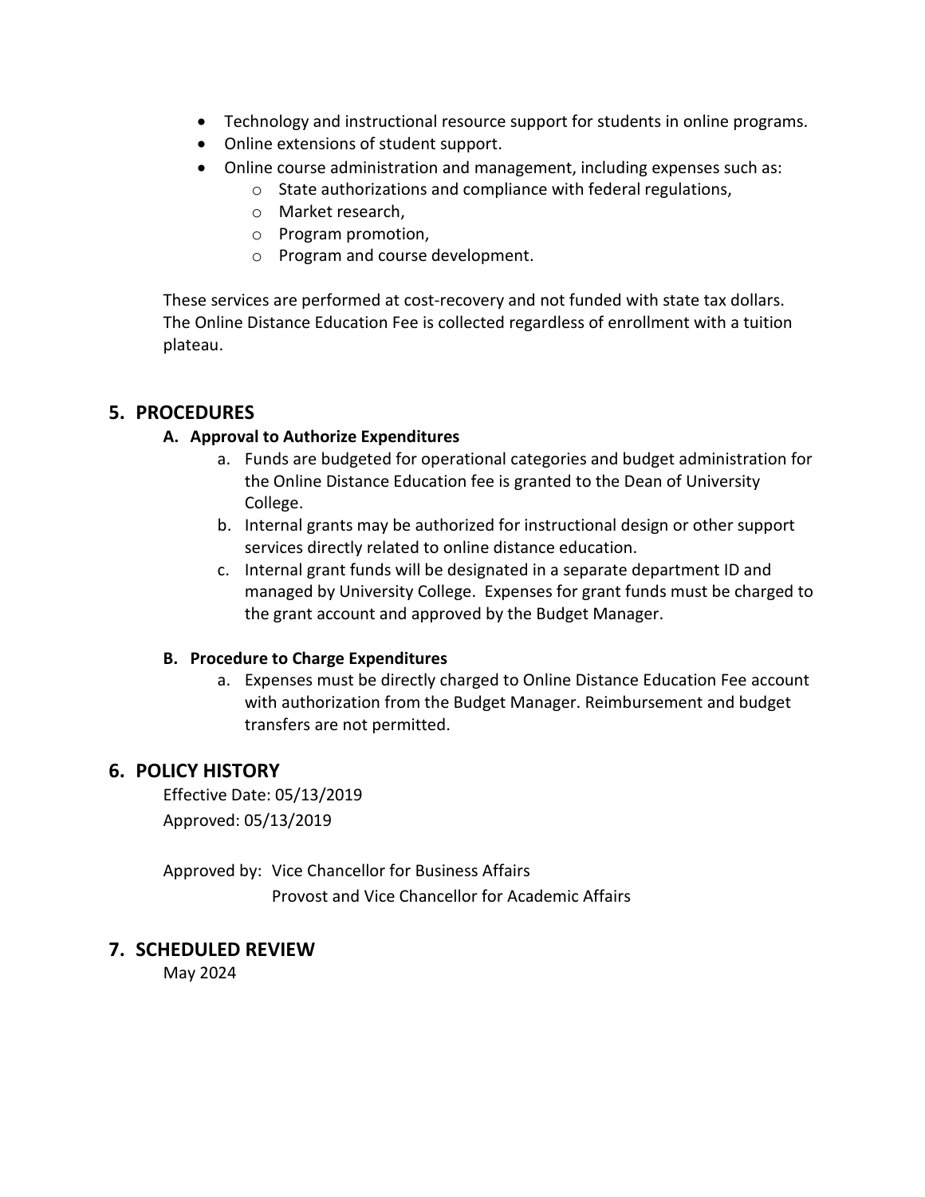- Technology and instructional resource support for students in online programs.
- Online extensions of student support.
- Online course administration and management, including expenses such as:
    - State authorizations and compliance with federal regulations,
    - Market research,
    - Program promotion,
    - Program and course development.

These services are performed at cost-recovery and not funded with state tax dollars. The Online Distance Education Fee is collected regardless of enrollment with a tuition plateau.

## 5. PROCEDURES

### A. Approval to Authorize Expenditures

a. Funds are budgeted for operational categories and budget administration for the Online Distance Education fee is granted to the Dean of University College.

b. Internal grants may be authorized for instructional design or other support services directly related to online distance education.

c. Internal grant funds will be designated in a separate department ID and managed by University College. Expenses for grant funds must be charged to the grant account and approved by the Budget Manager.

### B. Procedure to Charge Expenditures

a. Expenses must be directly charged to Online Distance Education Fee account with authorization from the Budget Manager. Reimbursement and budget transfers are not permitted.

## 6. POLICY HISTORY

Effective Date: 05/13/2019

Approved: 05/13/2019

Approved by: Vice Chancellor for Business Affairs
Provost and Vice Chancellor for Academic Affairs

## 7. SCHEDULED REVIEW

May 2024